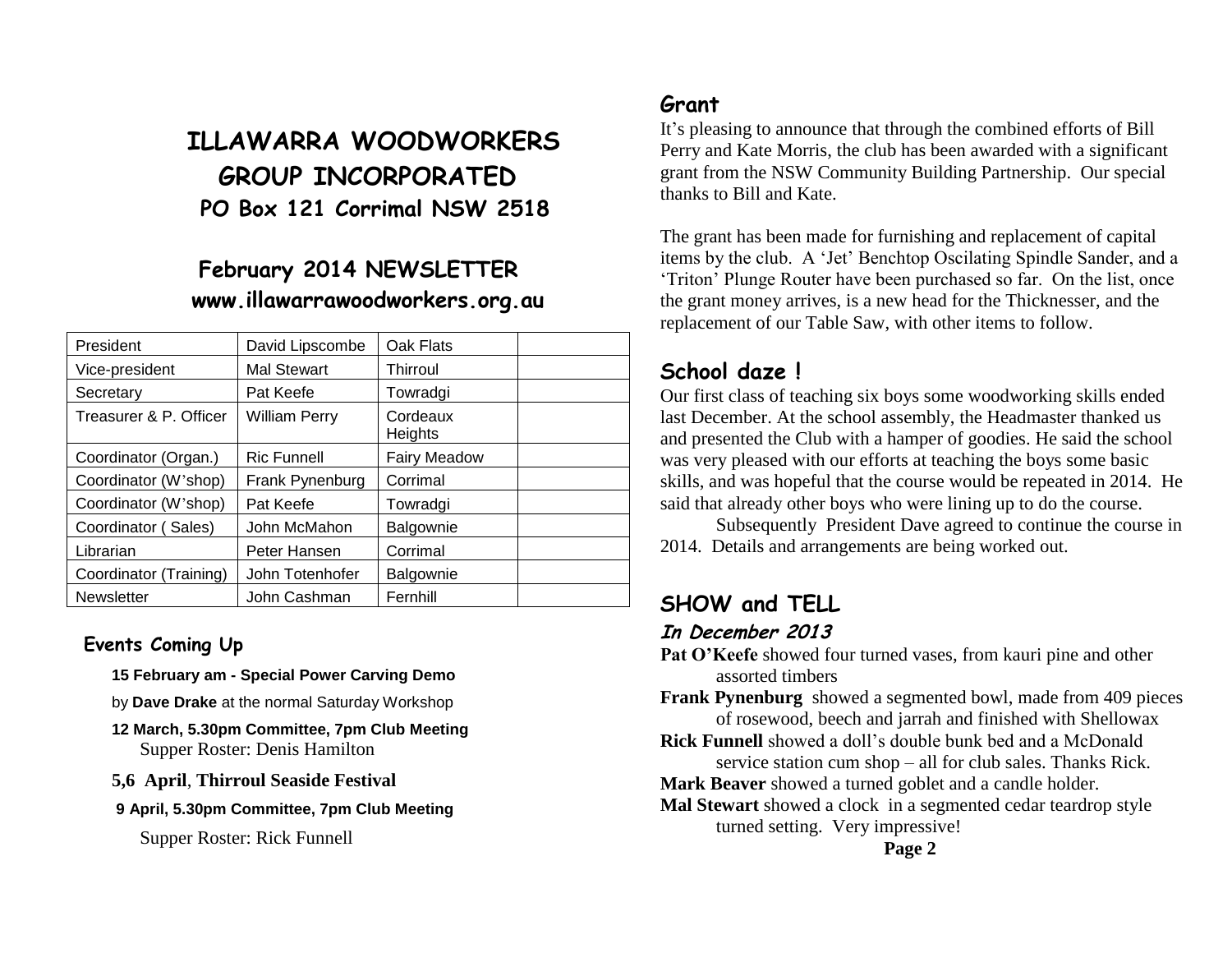# ILLAWARRA WOODWORKERS GROUP INCORPORATED

## PO Box 121 Corrimal NSW 2518

## February 2014 NEWSLETTER

## www.illawarrawoodworkers.org.au

| President | David Lipscombe | Oak Flats | |
|---|---|---|---|
| Vice-president | Mal Stewart | Thirroul | |
| Secretary | Pat Keefe | Towradgi | |
| Treasurer & P. Officer | William Perry | Cordeaux Heights | |
| Coordinator (Organ.) | Ric Funnell | Fairy Meadow | |
| Coordinator (W'shop) | Frank Pynenburg | Corrimal | |
| Coordinator (W'shop) | Pat Keefe | Towradgi | |
| Coordinator ( Sales) | John McMahon | Balgownie | |
| Librarian | Peter Hansen | Corrimal | |
| Coordinator (Training) | John Totenhofer | Balgownie | |
| Newsletter | John Cashman | Fernhill | |

### Events Coming Up

**15 February am - Special Power Carving Demo**

by **Dave Drake** at the normal Saturday Workshop

**12 March, 5.30pm Committee, 7pm Club Meeting**
Supper Roster: Denis Hamilton

**5,6 April**, **Thirroul Seaside Festival**

**9 April, 5.30pm Committee, 7pm Club Meeting**

Supper Roster: Rick Funnell

## Grant

It's pleasing to announce that through the combined efforts of Bill Perry and Kate Morris, the club has been awarded with a significant grant from the NSW Community Building Partnership. Our special thanks to Bill and Kate.

The grant has been made for furnishing and replacement of capital items by the club. A 'Jet' Benchtop Oscilating Spindle Sander, and a 'Triton' Plunge Router have been purchased so far. On the list, once the grant money arrives, is a new head for the Thicknesser, and the replacement of our Table Saw, with other items to follow.

## School daze !

Our first class of teaching six boys some woodworking skills ended last December. At the school assembly, the Headmaster thanked us and presented the Club with a hamper of goodies. He said the school was very pleased with our efforts at teaching the boys some basic skills, and was hopeful that the course would be repeated in 2014. He said that already other boys who were lining up to do the course.

Subsequently President Dave agreed to continue the course in 2014. Details and arrangements are being worked out.

## SHOW and TELL

### *In December 2013*

**Pat O'Keefe** showed four turned vases, from kauri pine and other assorted timbers

**Frank Pynenburg** showed a segmented bowl, made from 409 pieces of rosewood, beech and jarrah and finished with Shellowax

**Rick Funnell** showed a doll's double bunk bed and a McDonald service station cum shop – all for club sales. Thanks Rick.

**Mark Beaver** showed a turned goblet and a candle holder.

**Mal Stewart** showed a clock in a segmented cedar teardrop style turned setting. Very impressive!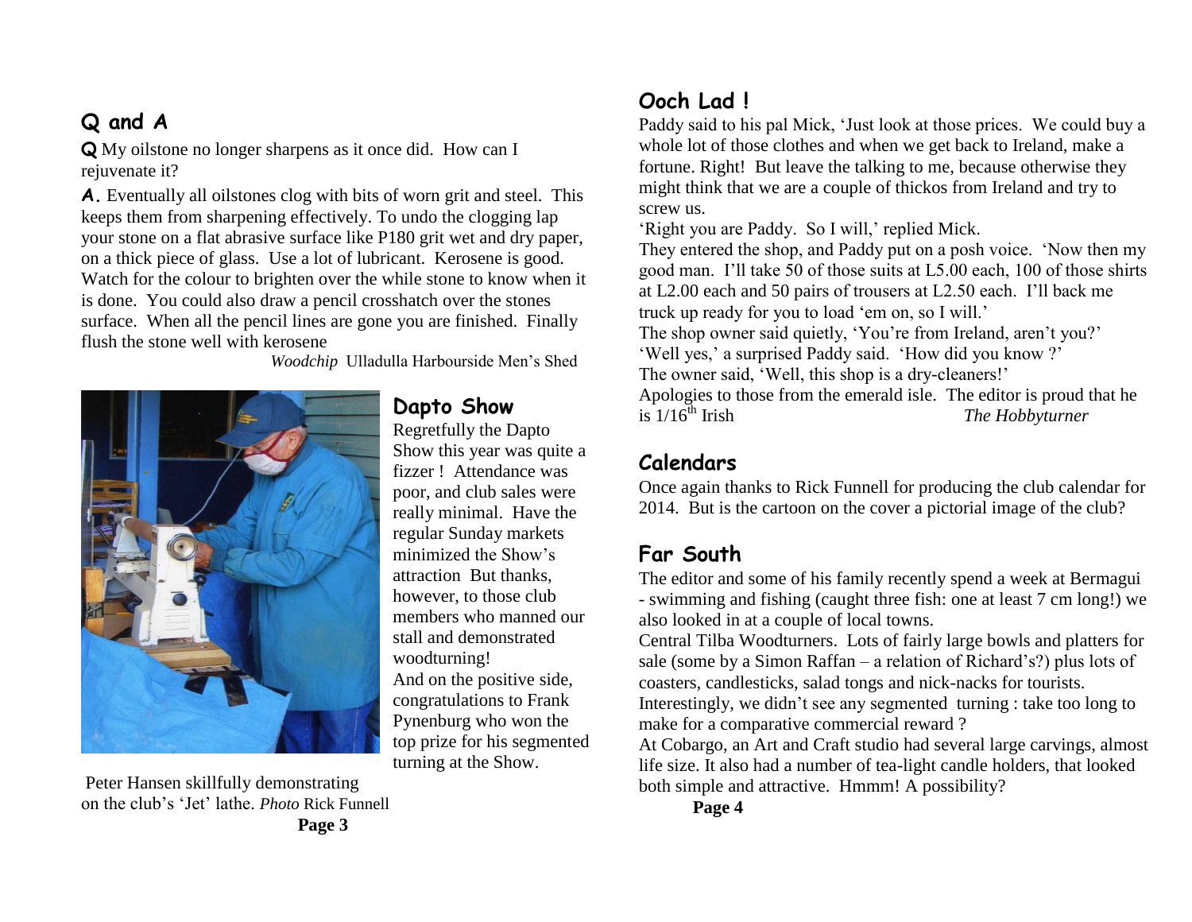## Q and A

**Q** My oilstone no longer sharpens as it once did. How can I rejuvenate it?

**A.** Eventually all oilstones clog with bits of worn grit and steel. This keeps them from sharpening effectively. To undo the clogging lap your stone on a flat abrasive surface like P180 grit wet and dry paper, on a thick piece of glass. Use a lot of lubricant. Kerosene is good. Watch for the colour to brighten over the while stone to know when it is done. You could also draw a pencil crosshatch over the stones surface. When all the pencil lines are gone you are finished. Finally flush the stone well with kerosene

*Woodchip* Ulladulla Harbourside Men's Shed

## Dapto Show

Regretfully the Dapto Show this year was quite a fizzer ! Attendance was poor, and club sales were really minimal. Have the regular Sunday markets minimized the Show's attraction But thanks, however, to those club members who manned our stall and demonstrated woodturning!

And on the positive side, congratulations to Frank Pynenburg who won the top prize for his segmented turning at the Show.

Peter Hansen skillfully demonstrating on the club's 'Jet' lathe. *Photo* Rick Funnell

## Ooch Lad !

Paddy said to his pal Mick, 'Just look at those prices. We could buy a whole lot of those clothes and when we get back to Ireland, make a fortune. Right! But leave the talking to me, because otherwise they might think that we are a couple of thickos from Ireland and try to screw us.

'Right you are Paddy. So I will,' replied Mick.

They entered the shop, and Paddy put on a posh voice. 'Now then my good man. I'll take 50 of those suits at L5.00 each, 100 of those shirts at L2.00 each and 50 pairs of trousers at L2.50 each. I'll back me truck up ready for you to load 'em on, so I will.'

The shop owner said quietly, 'You're from Ireland, aren't you?'

'Well yes,' a surprised Paddy said. 'How did you know ?'

The owner said, 'Well, this shop is a dry-cleaners!'

Apologies to those from the emerald isle. The editor is proud that he is 1/16th Irish *The Hobbyturner*

## Calendars

Once again thanks to Rick Funnell for producing the club calendar for 2014. But is the cartoon on the cover a pictorial image of the club?

## Far South

The editor and some of his family recently spend a week at Bermagui - swimming and fishing (caught three fish: one at least 7 cm long!) we also looked in at a couple of local towns.

Central Tilba Woodturners. Lots of fairly large bowls and platters for sale (some by a Simon Raffan – a relation of Richard's?) plus lots of coasters, candlesticks, salad tongs and nick-nacks for tourists. Interestingly, we didn't see any segmented turning : take too long to make for a comparative commercial reward ?

At Cobargo, an Art and Craft studio had several large carvings, almost life size. It also had a number of tea-light candle holders, that looked both simple and attractive. Hmmm! A possibility?